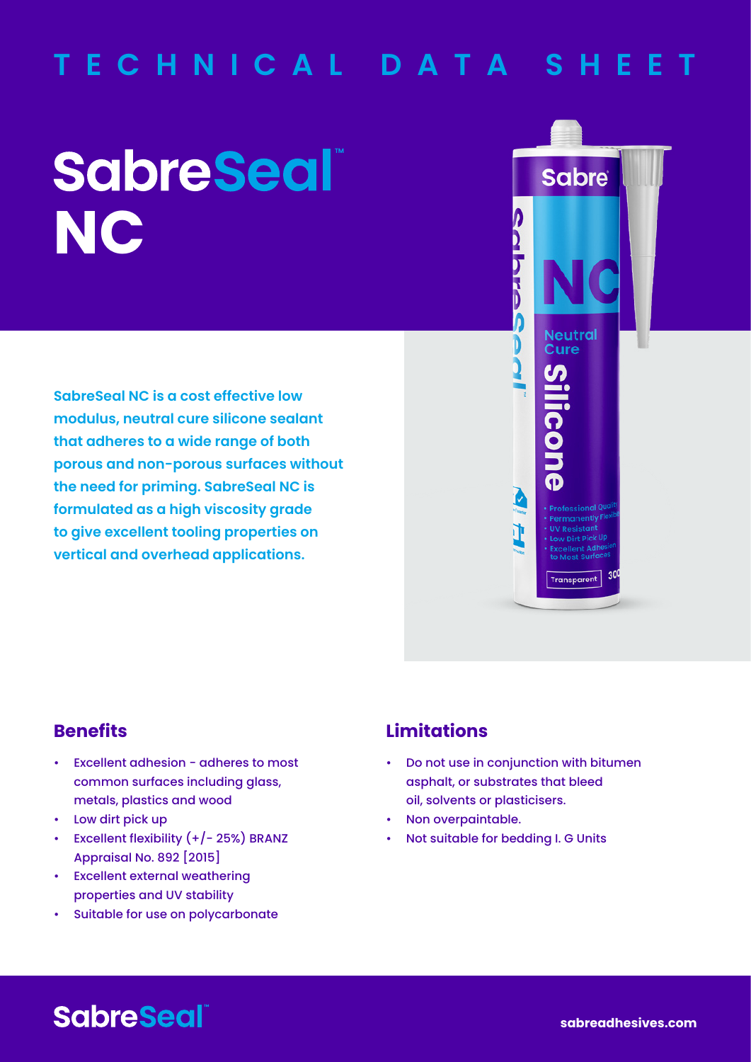TECHNICAL DATA SHEET

# SabreSeal™ NC

**SabreSeal NC is a cost effective low modulus, neutral cure silicone sealant that adheres to a wide range of both porous and non-porous surfaces without the need for priming. SabreSeal NC is formulated as a high viscosity grade to give excellent tooling properties on vertical and overhead applications.**

## Benefits

- Excellent adhesion - adheres to most common surfaces including glass, metals, plastics and wood
- Low dirt pick up
- Excellent flexibility (+/- 25%) BRANZ Appraisal No. 892 [2015]
- Excellent external weathering properties and UV stability
- Suitable for use on polycarbonate

## Limitations

- Do not use in conjunction with bitumen asphalt, or substrates that bleed oil, solvents or plasticisers.
- Non overpaintable.
- Not suitable for bedding I. G Units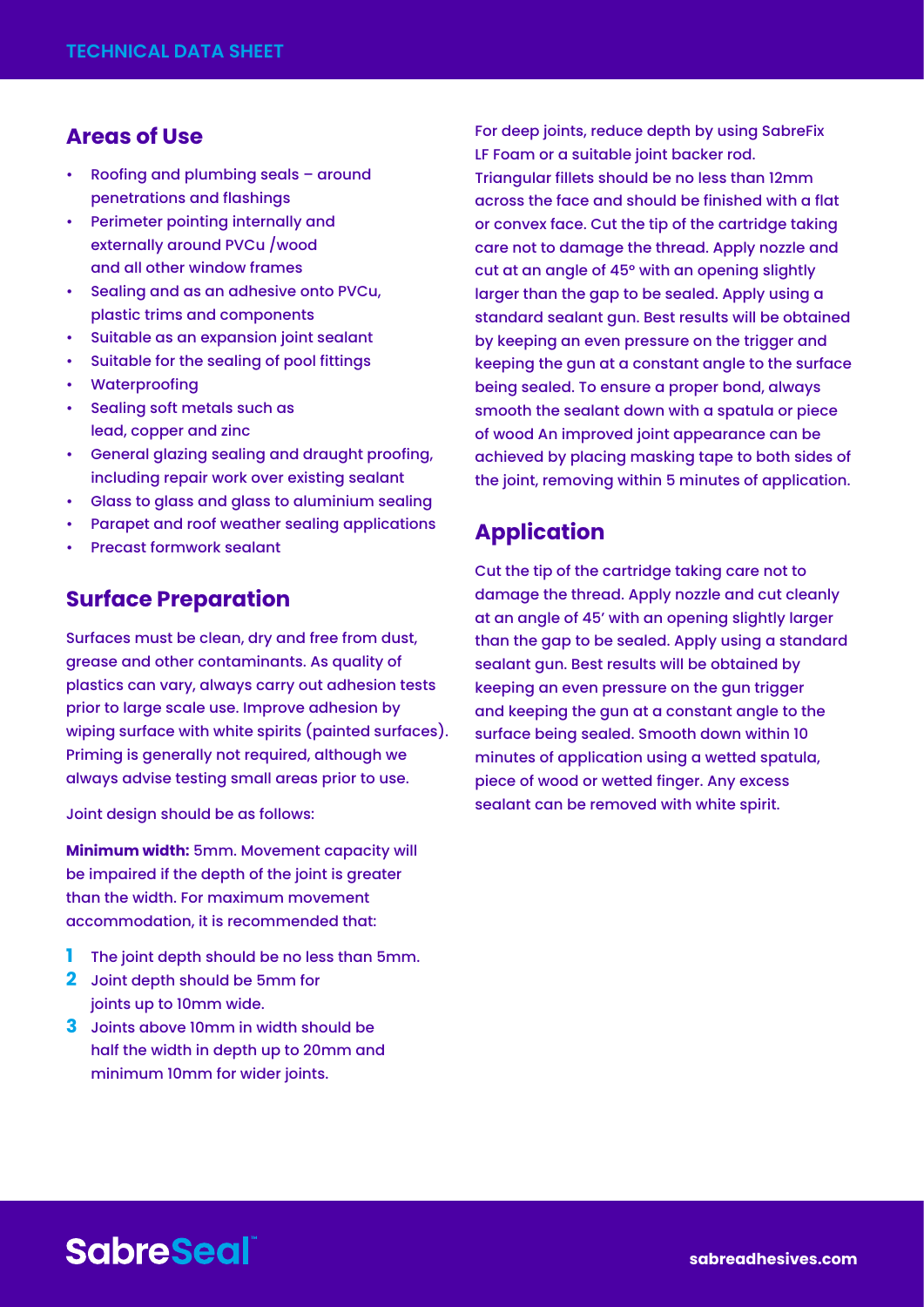## Areas of Use

- Roofing and plumbing seals – around penetrations and flashings
- Perimeter pointing internally and externally around PVCu /wood and all other window frames
- Sealing and as an adhesive onto PVCu, plastic trims and components
- Suitable as an expansion joint sealant
- Suitable for the sealing of pool fittings
- Waterproofing
- Sealing soft metals such as lead, copper and zinc
- General glazing sealing and draught proofing, including repair work over existing sealant
- Glass to glass and glass to aluminium sealing
- Parapet and roof weather sealing applications
- Precast formwork sealant

## Surface Preparation

Surfaces must be clean, dry and free from dust, grease and other contaminants. As quality of plastics can vary, always carry out adhesion tests prior to large scale use. Improve adhesion by wiping surface with white spirits (painted surfaces). Priming is generally not required, although we always advise testing small areas prior to use.

Joint design should be as follows:

**Minimum width:** 5mm. Movement capacity will be impaired if the depth of the joint is greater than the width. For maximum movement accommodation, it is recommended that:

1. The joint depth should be no less than 5mm.
2. Joint depth should be 5mm for joints up to 10mm wide.
3. Joints above 10mm in width should be half the width in depth up to 20mm and minimum 10mm for wider joints.

For deep joints, reduce depth by using SabreFix LF Foam or a suitable joint backer rod. Triangular fillets should be no less than 12mm across the face and should be finished with a flat or convex face. Cut the tip of the cartridge taking care not to damage the thread. Apply nozzle and cut at an angle of 45° with an opening slightly larger than the gap to be sealed. Apply using a standard sealant gun. Best results will be obtained by keeping an even pressure on the trigger and keeping the gun at a constant angle to the surface being sealed. To ensure a proper bond, always smooth the sealant down with a spatula or piece of wood An improved joint appearance can be achieved by placing masking tape to both sides of the joint, removing within 5 minutes of application.

## Application

Cut the tip of the cartridge taking care not to damage the thread. Apply nozzle and cut cleanly at an angle of 45' with an opening slightly larger than the gap to be sealed. Apply using a standard sealant gun. Best results will be obtained by keeping an even pressure on the gun trigger and keeping the gun at a constant angle to the surface being sealed. Smooth down within 10 minutes of application using a wetted spatula, piece of wood or wetted finger. Any excess sealant can be removed with white spirit.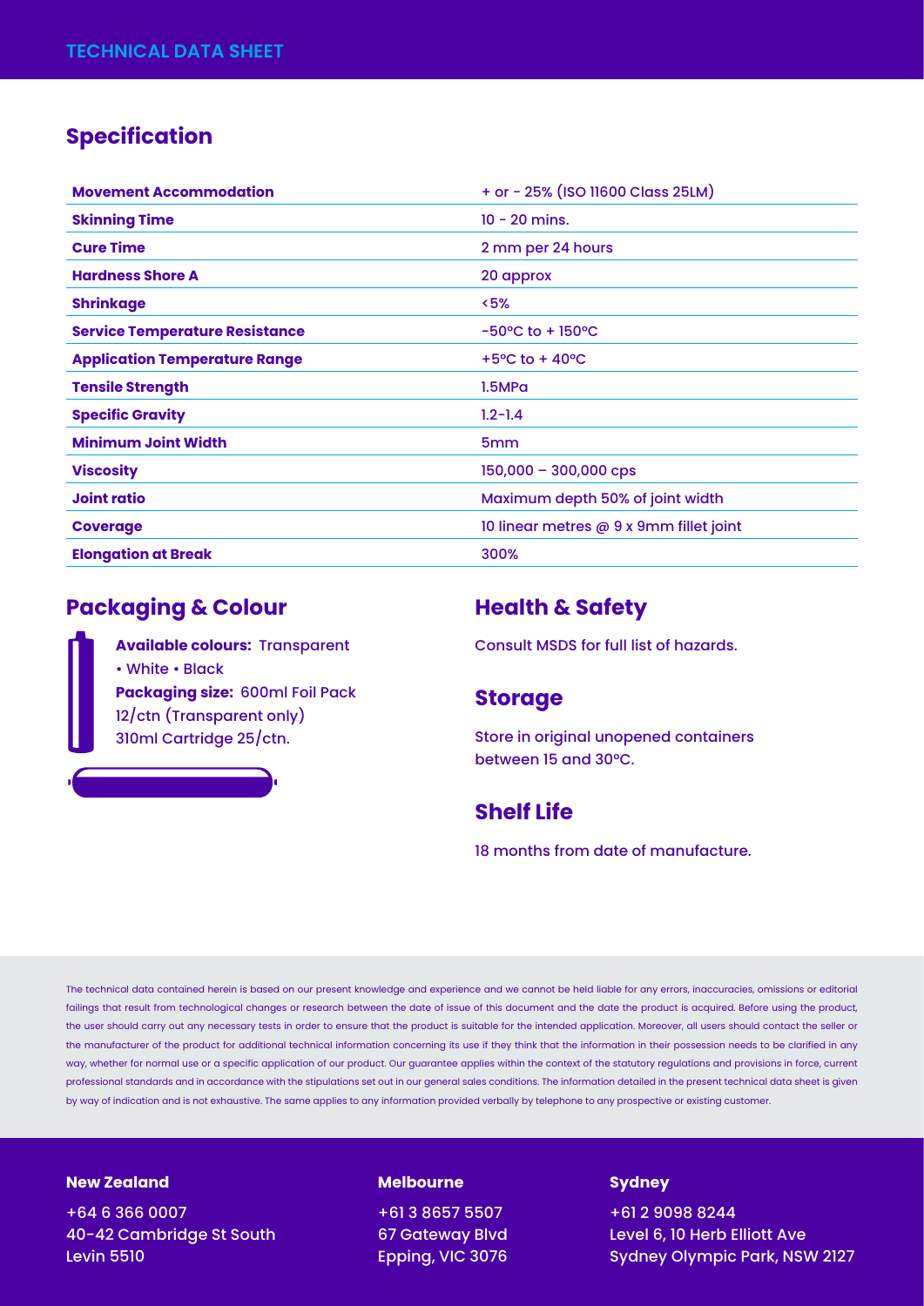TECHNICAL DATA SHEET

## Specification

| | |
|---|---|
| **Movement Accommodation** | + or - 25% (ISO 11600 Class 25LM) |
| **Skinning Time** | 10 - 20 mins. |
| **Cure Time** | 2 mm per 24 hours |
| **Hardness Shore A** | 20 approx |
| **Shrinkage** | <5% |
| **Service Temperature Resistance** | -50ºC to + 150ºC |
| **Application Temperature Range** | +5ºC to + 40ºC |
| **Tensile Strength** | 1.5MPa |
| **Specific Gravity** | 1.2-1.4 |
| **Minimum Joint Width** | 5mm |
| **Viscosity** | 150,000 – 300,000 cps |
| **Joint ratio** | Maximum depth 50% of joint width |
| **Coverage** | 10 linear metres @ 9 x 9mm fillet joint |
| **Elongation at Break** | 300% |

## Packaging & Colour

**Available colours:** Transparent • White • Black

**Packaging size:** 600ml Foil Pack 12/ctn (Transparent only)
310ml Cartridge 25/ctn.

## Health & Safety

Consult MSDS for full list of hazards.

## Storage

Store in original unopened containers between 15 and 30ºC.

## Shelf Life

18 months from date of manufacture.

The technical data contained herein is based on our present knowledge and experience and we cannot be held liable for any errors, inaccuracies, omissions or editorial failings that result from technological changes or research between the date of issue of this document and the date the product is acquired. Before using the product, the user should carry out any necessary tests in order to ensure that the product is suitable for the intended application. Moreover, all users should contact the seller or the manufacturer of the product for additional technical information concerning its use if they think that the information in their possession needs to be clarified in any way, whether for normal use or a specific application of our product. Our guarantee applies within the context of the statutory regulations and provisions in force, current professional standards and in accordance with the stipulations set out in our general sales conditions. The information detailed in the present technical data sheet is given by way of indication and is not exhaustive. The same applies to any information provided verbally by telephone to any prospective or existing customer.

**New Zealand**
+64 6 366 0007
40-42 Cambridge St South
Levin 5510

**Melbourne**
+61 3 8657 5507
67 Gateway Blvd
Epping, VIC 3076

**Sydney**
+61 2 9098 8244
Level 6, 10 Herb Elliott Ave
Sydney Olympic Park, NSW 2127